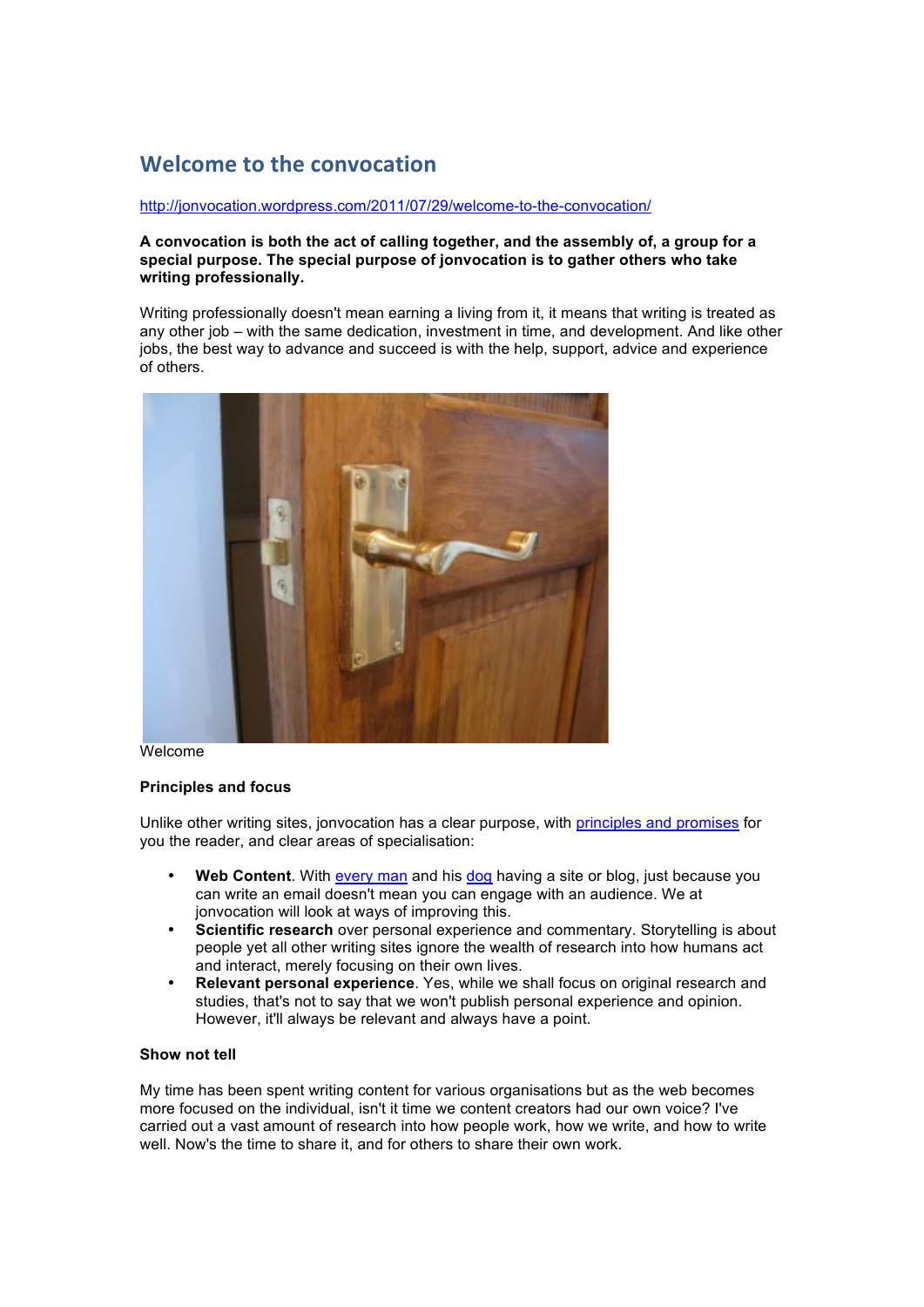# Welcome to the convocation

http://jonvocation.wordpress.com/2011/07/29/welcome-to-the-convocation/

**A convocation is both the act of calling together, and the assembly of, a group for a special purpose. The special purpose of jonvocation is to gather others who take writing professionally.**

Writing professionally doesn't mean earning a living from it, it means that writing is treated as any other job – with the same dedication, investment in time, and development. And like other jobs, the best way to advance and succeed is with the help, support, advice and experience of others.

Welcome

**Principles and focus**

Unlike other writing sites, jonvocation has a clear purpose, with principles and promises for you the reader, and clear areas of specialisation:

- **Web Content**. With every man and his dog having a site or blog, just because you can write an email doesn't mean you can engage with an audience. We at jonvocation will look at ways of improving this.
- **Scientific research** over personal experience and commentary. Storytelling is about people yet all other writing sites ignore the wealth of research into how humans act and interact, merely focusing on their own lives.
- **Relevant personal experience**. Yes, while we shall focus on original research and studies, that's not to say that we won't publish personal experience and opinion. However, it'll always be relevant and always have a point.

**Show not tell**

My time has been spent writing content for various organisations but as the web becomes more focused on the individual, isn't it time we content creators had our own voice? I've carried out a vast amount of research into how people work, how we write, and how to write well. Now's the time to share it, and for others to share their own work.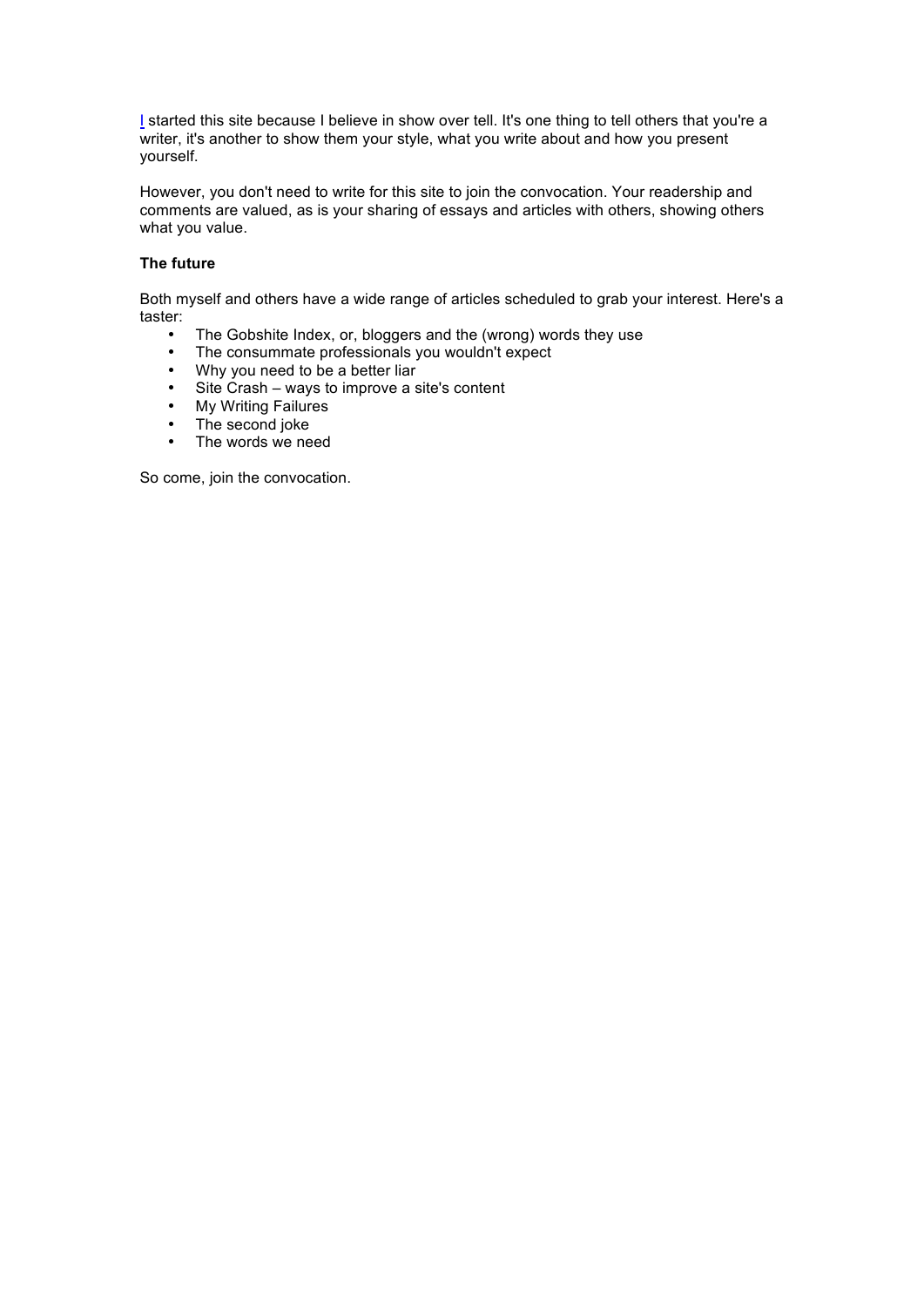I started this site because I believe in show over tell. It's one thing to tell others that you're a writer, it's another to show them your style, what you write about and how you present yourself.

However, you don't need to write for this site to join the convocation. Your readership and comments are valued, as is your sharing of essays and articles with others, showing others what you value.

**The future**

Both myself and others have a wide range of articles scheduled to grab your interest. Here's a taster:

- The Gobshite Index, or, bloggers and the (wrong) words they use
- The consummate professionals you wouldn't expect
- Why you need to be a better liar
- Site Crash – ways to improve a site's content
- My Writing Failures
- The second joke
- The words we need

So come, join the convocation.